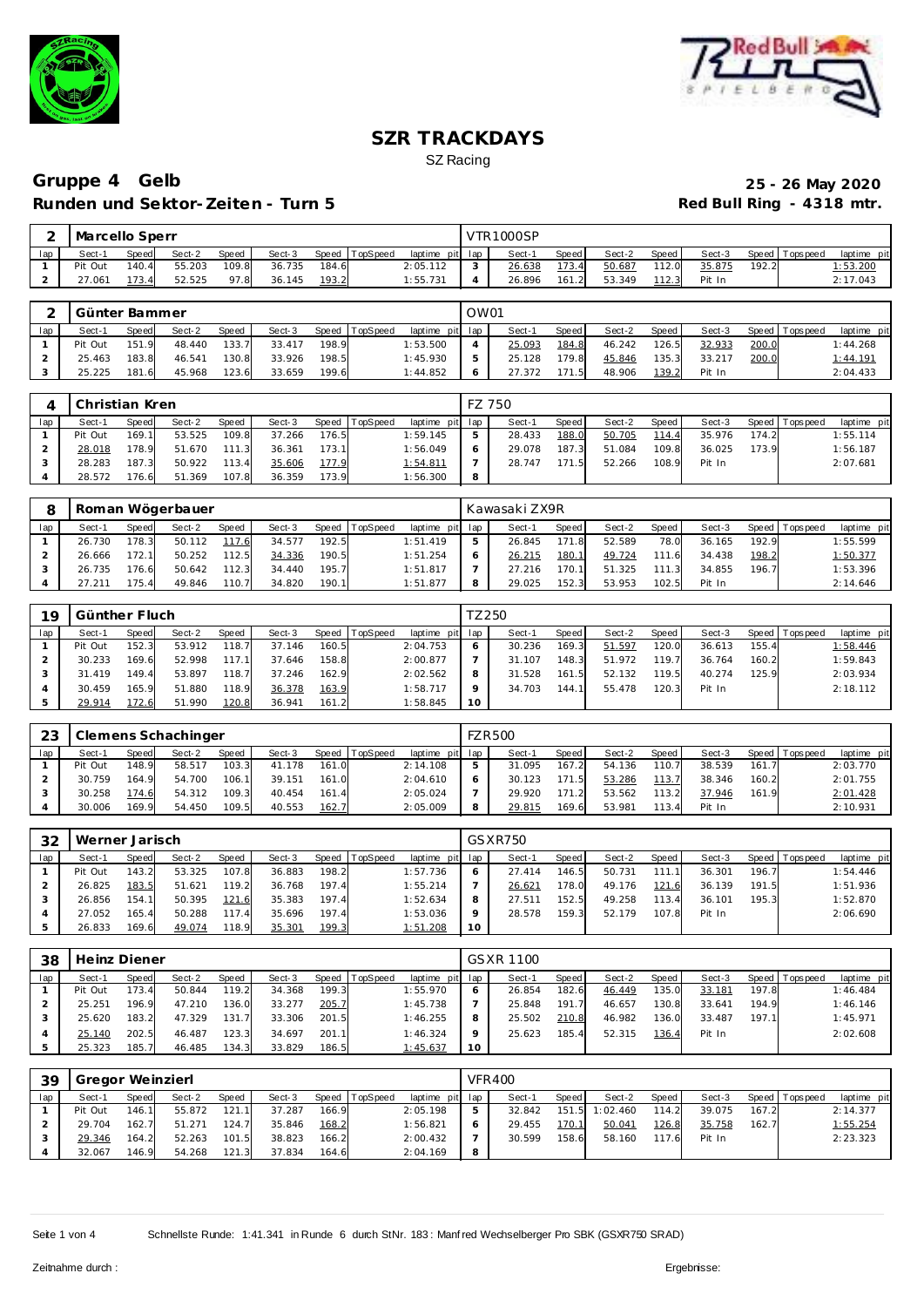# SZR TRACKDAYS

SZ Racing

## Gruppe 4 Gelb

**25 - 26 May 2020**

**Runden und Sektor-Zeiten - Turn 5**

**Red Bull Ring - 4318 mtr.**

| 2 | Marcello Sperr | | | | | | | | VTR1000SP | | | | | | | | |
|---|---|---|---|---|---|---|---|---|---|---|---|---|---|---|---|---|---|
| lap | Sect-1 | Speed | Sect-2 | Speed | Sect-3 | Speed | TopSpeed | laptime pit | lap | Sect-1 | Speed | Sect-2 | Speed | Sect-3 | Speed | Topspeed | laptime pit |
| 1 | Pit Out | 140.4 | 55.203 | 109.8 | 36.735 | 184.6 | | 2:05.112 | 3 | 26.638 | 173.4 | 50.687 | 112.0 | 35.875 | 192.2 | | 1:53.200 |
| 2 | 27.061 | 173.4 | 52.525 | 97.8 | 36.145 | 193.2 | | 1:55.731 | 4 | 26.896 | 161.2 | 53.349 | 112.3 | Pit In | | | 2:17.043 |

| 2 | Günter Bammer | | | | | | | | OW01 | | | | | | | | |
|---|---|---|---|---|---|---|---|---|---|---|---|---|---|---|---|---|---|
| lap | Sect-1 | Speed | Sect-2 | Speed | Sect-3 | Speed | TopSpeed | laptime pit | lap | Sect-1 | Speed | Sect-2 | Speed | Sect-3 | Speed | Topspeed | laptime pit |
| 1 | Pit Out | 151.9 | 48.440 | 133.7 | 33.417 | 198.9 | | 1:53.500 | 4 | 25.093 | 184.8 | 46.242 | 126.5 | 32.933 | 200.0 | | 1:44.268 |
| 2 | 25.463 | 183.8 | 46.541 | 130.8 | 33.926 | 198.5 | | 1:45.930 | 5 | 25.128 | 179.8 | 45.846 | 135.3 | 33.217 | 200.0 | | 1:44.191 |
| 3 | 25.225 | 181.6 | 45.968 | 123.6 | 33.659 | 199.6 | | 1:44.852 | 6 | 27.372 | 171.5 | 48.906 | 139.2 | Pit In | | | 2:04.433 |

| 4 | Christian Kren | | | | | | | | FZ 750 | | | | | | | | |
|---|---|---|---|---|---|---|---|---|---|---|---|---|---|---|---|---|---|
| lap | Sect-1 | Speed | Sect-2 | Speed | Sect-3 | Speed | TopSpeed | laptime pit | lap | Sect-1 | Speed | Sect-2 | Speed | Sect-3 | Speed | Topspeed | laptime pit |
| 1 | Pit Out | 169.1 | 53.525 | 109.8 | 37.266 | 176.5 | | 1:59.145 | 5 | 28.433 | 188.0 | 50.705 | 114.4 | 35.976 | 174.2 | | 1:55.114 |
| 2 | 28.018 | 178.9 | 51.670 | 111.3 | 36.361 | 173.1 | | 1:56.049 | 6 | 29.078 | 187.3 | 51.084 | 109.8 | 36.025 | 173.9 | | 1:56.187 |
| 3 | 28.283 | 187.3 | 50.922 | 113.4 | 35.606 | 177.9 | | 1:54.811 | 7 | 28.747 | 171.5 | 52.266 | 108.9 | Pit In | | | 2:07.681 |
| 4 | 28.572 | 176.6 | 51.369 | 107.8 | 36.359 | 173.9 | | 1:56.300 | 8 | | | | | | | | |

| 8 | Roman Wögerbauer | | | | | | | | Kawasaki ZX9R | | | | | | | | |
|---|---|---|---|---|---|---|---|---|---|---|---|---|---|---|---|---|---|
| lap | Sect-1 | Speed | Sect-2 | Speed | Sect-3 | Speed | TopSpeed | laptime pit | lap | Sect-1 | Speed | Sect-2 | Speed | Sect-3 | Speed | Topspeed | laptime pit |
| 1 | 26.730 | 178.3 | 50.112 | 117.6 | 34.577 | 192.5 | | 1:51.419 | 5 | 26.845 | 171.8 | 52.589 | 78.0 | 36.165 | 192.9 | | 1:55.599 |
| 2 | 26.666 | 172.1 | 50.252 | 112.5 | 34.336 | 190.5 | | 1:51.254 | 6 | 26.215 | 180.1 | 49.724 | 111.6 | 34.438 | 198.2 | | 1:50.377 |
| 3 | 26.735 | 176.6 | 50.642 | 112.3 | 34.440 | 195.7 | | 1:51.817 | 7 | 27.216 | 170.1 | 51.325 | 111.3 | 34.855 | 196.7 | | 1:53.396 |
| 4 | 27.211 | 175.4 | 49.846 | 110.7 | 34.820 | 190.1 | | 1:51.877 | 8 | 29.025 | 152.3 | 53.953 | 102.5 | Pit In | | | 2:14.646 |

| 19 | Günther Fluch | | | | | | | | TZ250 | | | | | | | | |
|---|---|---|---|---|---|---|---|---|---|---|---|---|---|---|---|---|---|
| lap | Sect-1 | Speed | Sect-2 | Speed | Sect-3 | Speed | TopSpeed | laptime pit | lap | Sect-1 | Speed | Sect-2 | Speed | Sect-3 | Speed | Topspeed | laptime pit |
| 1 | Pit Out | 152.3 | 53.912 | 118.7 | 37.146 | 160.5 | | 2:04.753 | 6 | 30.236 | 169.3 | 51.597 | 120.0 | 36.613 | 155.4 | | 1:58.446 |
| 2 | 30.233 | 169.6 | 52.998 | 117.1 | 37.646 | 158.8 | | 2:00.877 | 7 | 31.107 | 148.3 | 51.972 | 119.7 | 36.764 | 160.2 | | 1:59.843 |
| 3 | 31.419 | 149.4 | 53.897 | 118.7 | 37.246 | 162.9 | | 2:02.562 | 8 | 31.528 | 161.5 | 52.132 | 119.5 | 40.274 | 125.9 | | 2:03.934 |
| 4 | 30.459 | 165.9 | 51.880 | 118.9 | 36.378 | 163.9 | | 1:58.717 | 9 | 34.703 | 144.1 | 55.478 | 120.3 | Pit In | | | 2:18.112 |
| 5 | 29.914 | 172.6 | 51.990 | 120.8 | 36.941 | 161.2 | | 1:58.845 | 10 | | | | | | | | |

| 23 | Clemens Schachinger | | | | | | | | FZR500 | | | | | | | | |
|---|---|---|---|---|---|---|---|---|---|---|---|---|---|---|---|---|---|
| lap | Sect-1 | Speed | Sect-2 | Speed | Sect-3 | Speed | TopSpeed | laptime pit | lap | Sect-1 | Speed | Sect-2 | Speed | Sect-3 | Speed | Topspeed | laptime pit |
| 1 | Pit Out | 148.9 | 58.517 | 103.3 | 41.178 | 161.0 | | 2:14.108 | 5 | 31.095 | 167.2 | 54.136 | 110.7 | 38.539 | 161.7 | | 2:03.770 |
| 2 | 30.759 | 164.9 | 54.700 | 106.1 | 39.151 | 161.0 | | 2:04.610 | 6 | 30.123 | 171.5 | 53.286 | 113.7 | 38.346 | 160.2 | | 2:01.755 |
| 3 | 30.258 | 174.6 | 54.312 | 109.3 | 40.454 | 161.4 | | 2:05.024 | 7 | 29.920 | 171.2 | 53.562 | 113.2 | 37.946 | 161.9 | | 2:01.428 |
| 4 | 30.006 | 169.9 | 54.450 | 109.5 | 40.553 | 162.7 | | 2:05.009 | 8 | 29.815 | 169.6 | 53.981 | 113.4 | Pit In | | | 2:10.931 |

| 32 | Werner Jarisch | | | | | | | | GSXR750 | | | | | | | | |
|---|---|---|---|---|---|---|---|---|---|---|---|---|---|---|---|---|---|
| lap | Sect-1 | Speed | Sect-2 | Speed | Sect-3 | Speed | TopSpeed | laptime pit | lap | Sect-1 | Speed | Sect-2 | Speed | Sect-3 | Speed | Topspeed | laptime pit |
| 1 | Pit Out | 143.2 | 53.325 | 107.8 | 36.883 | 198.2 | | 1:57.736 | 6 | 27.414 | 146.5 | 50.731 | 111.1 | 36.301 | 196.7 | | 1:54.446 |
| 2 | 26.825 | 183.5 | 51.621 | 119.2 | 36.768 | 197.4 | | 1:55.214 | 7 | 26.621 | 178.0 | 49.176 | 121.6 | 36.139 | 191.5 | | 1:51.936 |
| 3 | 26.856 | 154.1 | 50.395 | 121.6 | 35.383 | 197.4 | | 1:52.634 | 8 | 27.511 | 152.5 | 49.258 | 113.4 | 36.101 | 195.3 | | 1:52.870 |
| 4 | 27.052 | 165.4 | 50.288 | 117.4 | 35.696 | 197.4 | | 1:53.036 | 9 | 28.578 | 159.3 | 52.179 | 107.8 | Pit In | | | 2:06.690 |
| 5 | 26.833 | 169.6 | 49.074 | 118.9 | 35.301 | 199.3 | | 1:51.208 | 10 | | | | | | | | |

| 38 | Heinz Diener | | | | | | | | GSXR 1100 | | | | | | | | |
|---|---|---|---|---|---|---|---|---|---|---|---|---|---|---|---|---|---|
| lap | Sect-1 | Speed | Sect-2 | Speed | Sect-3 | Speed | TopSpeed | laptime pit | lap | Sect-1 | Speed | Sect-2 | Speed | Sect-3 | Speed | Topspeed | laptime pit |
| 1 | Pit Out | 173.4 | 50.844 | 119.2 | 34.368 | 199.3 | | 1:55.970 | 6 | 26.854 | 182.6 | 46.449 | 135.0 | 33.181 | 197.8 | | 1:46.484 |
| 2 | 25.251 | 196.9 | 47.210 | 136.0 | 33.277 | 205.7 | | 1:45.738 | 7 | 25.848 | 191.7 | 46.657 | 130.8 | 33.641 | 194.9 | | 1:46.146 |
| 3 | 25.620 | 183.2 | 47.329 | 131.7 | 33.306 | 201.5 | | 1:46.255 | 8 | 25.502 | 210.8 | 46.982 | 136.0 | 33.487 | 197.1 | | 1:45.971 |
| 4 | 25.140 | 202.5 | 46.487 | 123.3 | 34.697 | 201.1 | | 1:46.324 | 9 | 25.623 | 185.4 | 52.315 | 136.4 | Pit In | | | 2:02.608 |
| 5 | 25.323 | 185.7 | 46.485 | 134.3 | 33.829 | 186.5 | | 1:45.637 | 10 | | | | | | | | |

| 39 | Gregor Weinzierl | | | | | | | | VFR400 | | | | | | | | |
|---|---|---|---|---|---|---|---|---|---|---|---|---|---|---|---|---|---|
| lap | Sect-1 | Speed | Sect-2 | Speed | Sect-3 | Speed | TopSpeed | laptime pit | lap | Sect-1 | Speed | Sect-2 | Speed | Sect-3 | Speed | Topspeed | laptime pit |
| 1 | Pit Out | 146.1 | 55.872 | 121.1 | 37.287 | 166.9 | | 2:05.198 | 5 | 32.842 | 151.5 | 1:02.460 | 114.2 | 39.075 | 167.2 | | 2:14.377 |
| 2 | 29.704 | 162.7 | 51.271 | 124.7 | 35.846 | 168.2 | | 1:56.821 | 6 | 29.455 | 170.1 | 50.041 | 126.8 | 35.758 | 162.7 | | 1:55.254 |
| 3 | 29.346 | 164.2 | 52.263 | 101.5 | 38.823 | 166.2 | | 2:00.432 | 7 | 30.599 | 158.6 | 58.160 | 117.6 | Pit In | | | 2:23.323 |
| 4 | 32.067 | 146.9 | 54.268 | 121.3 | 37.834 | 164.6 | | 2:04.169 | 8 | | | | | | | | |

Schnellste Runde: 1:41.341 in Runde 6 durch StNr. 183: Manfred Wechselberger Pro SBK (GSXR750 SRAD)

Zeitnahme durch :

Ergebnisse: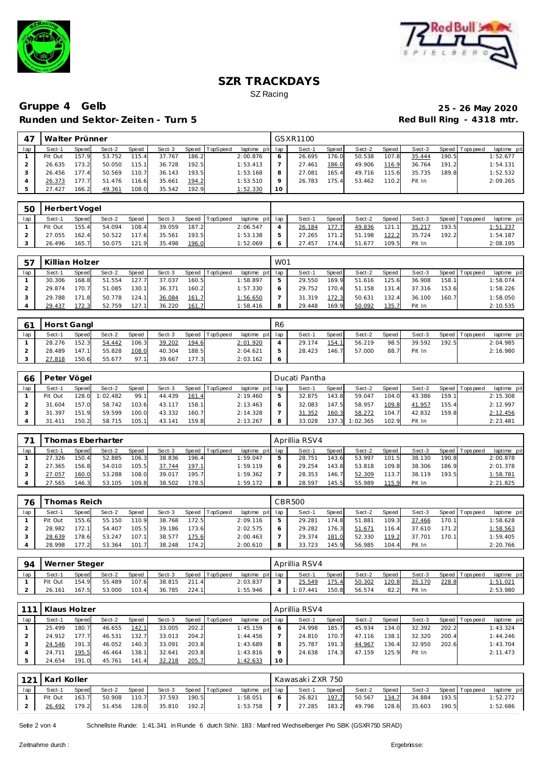# SZR TRACKDAYS

SZ Racing

## Gruppe 4 Gelb

**25 - 26 May 2020**

**Runden und Sektor-Zeiten - Turn 5**

**Red Bull Ring - 4318 mtr.**

| 47 | Walter Prünner | | | | | | | | GSXR1100 | | | | | | | | |
|---|---|---|---|---|---|---|---|---|---|---|---|---|---|---|---|---|---|
| lap | Sect-1 | Speed | Sect-2 | Speed | Sect-3 | Speed | TopSpeed | laptime pit | lap | Sect-1 | Speed | Sect-2 | Speed | Sect-3 | Speed | Topspeed | laptime pit |
| 1 | Pit Out | 157.9 | 53.752 | 115.4 | 37.767 | 186.2 | | 2:00.876 | 6 | 26.695 | 176.0 | 50.538 | 107.8 | 35.444 | 190.5 | | 1:52.677 |
| 2 | 26.635 | 173.2 | 50.050 | 115.1 | 36.728 | 192.5 | | 1:53.413 | 7 | 27.461 | 186.0 | 49.906 | 116.9 | 36.764 | 191.2 | | 1:54.131 |
| 3 | 26.456 | 177.4 | 50.569 | 110.7 | 36.143 | 193.5 | | 1:53.168 | 8 | 27.081 | 165.4 | 49.716 | 115.6 | 35.735 | 189.8 | | 1:52.532 |
| 4 | 26.373 | 177.7 | 51.476 | 116.6 | 35.661 | 194.2 | | 1:53.510 | 9 | 26.783 | 175.4 | 53.462 | 110.2 | Pit In | | | 2:09.265 |
| 5 | 27.427 | 166.2 | 49.361 | 108.0 | 35.542 | 192.9 | | 1:52.330 | 10 | | | | | | | | |

| 50 | Herbert Vogel | | | | | | | | | | | | | | | | |
|---|---|---|---|---|---|---|---|---|---|---|---|---|---|---|---|---|---|
| lap | Sect-1 | Speed | Sect-2 | Speed | Sect-3 | Speed | TopSpeed | laptime pit | lap | Sect-1 | Speed | Sect-2 | Speed | Sect-3 | Speed | Topspeed | laptime pit |
| 1 | Pit Out | 155.4 | 54.094 | 108.4 | 39.059 | 187.2 | | 2:06.547 | 4 | 26.184 | 177.7 | 49.836 | 121.1 | 35.217 | 193.5 | | 1:51.237 |
| 2 | 27.055 | 162.4 | 50.522 | 117.6 | 35.561 | 193.5 | | 1:53.138 | 5 | 27.265 | 171.2 | 51.198 | 122.2 | 35.724 | 192.2 | | 1:54.187 |
| 3 | 26.496 | 165.7 | 50.075 | 121.9 | 35.498 | 196.0 | | 1:52.069 | 6 | 27.457 | 174.6 | 51.677 | 109.5 | Pit In | | | 2:08.195 |

| 57 | Killian Holzer | | | | | | | | W01 | | | | | | | | |
|---|---|---|---|---|---|---|---|---|---|---|---|---|---|---|---|---|---|
| lap | Sect-1 | Speed | Sect-2 | Speed | Sect-3 | Speed | TopSpeed | laptime pit | lap | Sect-1 | Speed | Sect-2 | Speed | Sect-3 | Speed | Topspeed | laptime pit |
| 1 | 30.306 | 168.8 | 51.554 | 127.7 | 37.037 | 160.5 | | 1:58.897 | 5 | 29.550 | 169.9 | 51.616 | 125.6 | 36.908 | 158.1 | | 1:58.074 |
| 2 | 29.874 | 170.7 | 51.085 | 130.1 | 36.371 | 160.2 | | 1:57.330 | 6 | 29.752 | 170.4 | 51.158 | 131.4 | 37.316 | 153.6 | | 1:58.226 |
| 3 | 29.788 | 171.8 | 50.778 | 124.1 | 36.084 | 161.7 | | 1:56.650 | 7 | 31.319 | 172.3 | 50.631 | 132.4 | 36.100 | 160.7 | | 1:58.050 |
| 4 | 29.437 | 172.3 | 52.759 | 127.1 | 36.220 | 161.7 | | 1:58.416 | 8 | 29.448 | 169.9 | 50.092 | 135.7 | Pit In | | | 2:10.535 |

| 61 | Horst Gangl | | | | | | | | R6 | | | | | | | | |
|---|---|---|---|---|---|---|---|---|---|---|---|---|---|---|---|---|---|
| lap | Sect-1 | Speed | Sect-2 | Speed | Sect-3 | Speed | TopSpeed | laptime pit | lap | Sect-1 | Speed | Sect-2 | Speed | Sect-3 | Speed | Topspeed | laptime pit |
| 1 | 28.276 | 152.3 | 54.442 | 106.3 | 39.202 | 194.6 | | 2:01.920 | 4 | 29.174 | 154.1 | 56.219 | 98.5 | 39.592 | 192.5 | | 2:04.985 |
| 2 | 28.489 | 147.1 | 55.828 | 108.0 | 40.304 | 188.5 | | 2:04.621 | 5 | 28.423 | 146.7 | 57.000 | 88.7 | Pit In | | | 2:16.980 |
| 3 | 27.818 | 150.6 | 55.677 | 97.1 | 39.667 | 177.3 | | 2:03.162 | 6 | | | | | | | | |

| 66 | Peter Vögel | | | | | | | | Ducati Pantha | | | | | | | | |
|---|---|---|---|---|---|---|---|---|---|---|---|---|---|---|---|---|---|
| lap | Sect-1 | Speed | Sect-2 | Speed | Sect-3 | Speed | TopSpeed | laptime pit | lap | Sect-1 | Speed | Sect-2 | Speed | Sect-3 | Speed | Topspeed | laptime pit |
| 1 | Pit Out | 128.0 | 1:02.482 | 99.1 | 44.439 | 161.4 | | 2:19.460 | 5 | 32.875 | 143.8 | 59.047 | 104.0 | 43.386 | 159.1 | | 2:15.308 |
| 2 | 31.604 | 157.0 | 58.742 | 103.6 | 43.117 | 158.1 | | 2:13.463 | 6 | 32.083 | 147.5 | 58.957 | 109.8 | 41.957 | 155.4 | | 2:12.997 |
| 3 | 31.397 | 151.9 | 59.599 | 100.0 | 43.332 | 160.7 | | 2:14.328 | 7 | 31.352 | 160.3 | 58.272 | 104.7 | 42.832 | 159.8 | | 2:12.456 |
| 4 | 31.411 | 150.2 | 58.715 | 105.1 | 43.141 | 159.8 | | 2:13.267 | 8 | 33.028 | 137.3 | 1:02.365 | 102.9 | Pit In | | | 2:23.481 |

| 71 | Thomas Eberharter | | | | | | | | Aprillia RSV4 | | | | | | | | |
|---|---|---|---|---|---|---|---|---|---|---|---|---|---|---|---|---|---|
| lap | Sect-1 | Speed | Sect-2 | Speed | Sect-3 | Speed | TopSpeed | laptime pit | lap | Sect-1 | Speed | Sect-2 | Speed | Sect-3 | Speed | Topspeed | laptime pit |
| 1 | 27.326 | 150.4 | 52.885 | 106.3 | 38.836 | 196.4 | | 1:59.047 | 5 | 28.751 | 143.6 | 53.997 | 101.5 | 38.130 | 190.8 | | 2:00.878 |
| 2 | 27.365 | 156.8 | 54.010 | 105.5 | 37.744 | 197.1 | | 1:59.119 | 6 | 29.254 | 143.8 | 53.818 | 109.8 | 38.306 | 186.9 | | 2:01.378 |
| 3 | 27.057 | 160.0 | 53.288 | 108.0 | 39.017 | 195.7 | | 1:59.362 | 7 | 28.353 | 146.7 | 52.309 | 113.7 | 38.119 | 193.5 | | 1:58.781 |
| 4 | 27.565 | 146.3 | 53.105 | 109.8 | 38.502 | 178.5 | | 1:59.172 | 8 | 28.597 | 145.5 | 55.989 | 115.9 | Pit In | | | 2:21.825 |

| 76 | Thomas Reich | | | | | | | | CBR500 | | | | | | | | |
|---|---|---|---|---|---|---|---|---|---|---|---|---|---|---|---|---|---|
| lap | Sect-1 | Speed | Sect-2 | Speed | Sect-3 | Speed | TopSpeed | laptime pit | lap | Sect-1 | Speed | Sect-2 | Speed | Sect-3 | Speed | Topspeed | laptime pit |
| 1 | Pit Out | 155.6 | 55.150 | 110.9 | 38.768 | 172.5 | | 2:09.116 | 5 | 29.281 | 174.8 | 51.881 | 109.3 | 37.466 | 170.1 | | 1:58.628 |
| 2 | 28.982 | 172.1 | 54.407 | 105.5 | 39.186 | 173.6 | | 2:02.575 | 6 | 29.282 | 176.3 | 51.671 | 116.4 | 37.610 | 171.2 | | 1:58.563 |
| 3 | 28.639 | 178.6 | 53.247 | 107.1 | 38.577 | 175.6 | | 2:00.463 | 7 | 29.374 | 181.0 | 52.330 | 119.2 | 37.701 | 170.1 | | 1:59.405 |
| 4 | 28.998 | 177.2 | 53.364 | 101.7 | 38.248 | 174.2 | | 2:00.610 | 8 | 33.723 | 145.9 | 56.985 | 104.4 | Pit In | | | 2:20.766 |

| 94 | Werner Steger | | | | | | | | Aprillia RSV4 | | | | | | | | |
|---|---|---|---|---|---|---|---|---|---|---|---|---|---|---|---|---|---|
| lap | Sect-1 | Speed | Sect-2 | Speed | Sect-3 | Speed | TopSpeed | laptime pit | lap | Sect-1 | Speed | Sect-2 | Speed | Sect-3 | Speed | Topspeed | laptime pit |
| 1 | Pit Out | 154.9 | 55.489 | 107.6 | 38.815 | 211.4 | | 2:03.837 | 3 | 25.549 | 175.4 | 50.302 | 120.8 | 35.170 | 228.8 | | 1:51.021 |
| 2 | 26.161 | 167.5 | 53.000 | 103.4 | 36.785 | 224.1 | | 1:55.946 | 4 | 1:07.441 | 150.8 | 56.574 | 82.2 | Pit In | | | 2:53.980 |

| 111 | Klaus Holzer | | | | | | | | Aprillia RSV4 | | | | | | | | |
|---|---|---|---|---|---|---|---|---|---|---|---|---|---|---|---|---|---|
| lap | Sect-1 | Speed | Sect-2 | Speed | Sect-3 | Speed | TopSpeed | laptime pit | lap | Sect-1 | Speed | Sect-2 | Speed | Sect-3 | Speed | Topspeed | laptime pit |
| 1 | 25.499 | 180.7 | 46.655 | 142.1 | 33.005 | 202.2 | | 1:45.159 | 6 | 24.998 | 185.7 | 45.934 | 134.0 | 32.392 | 202.2 | | 1:43.324 |
| 2 | 24.912 | 177.7 | 46.531 | 132.7 | 33.013 | 204.2 | | 1:44.456 | 7 | 24.810 | 170.7 | 47.116 | 138.1 | 32.320 | 200.4 | | 1:44.246 |
| 3 | 24.546 | 191.3 | 46.052 | 140.3 | 33.091 | 203.8 | | 1:43.689 | 8 | 25.787 | 191.3 | 44.967 | 136.4 | 32.950 | 202.6 | | 1:43.704 |
| 4 | 24.711 | 195.5 | 46.464 | 138.1 | 32.641 | 203.8 | | 1:43.816 | 9 | 24.638 | 174.3 | 47.159 | 125.9 | Pit In | | | 2:11.473 |
| 5 | 24.654 | 191.0 | 45.761 | 141.4 | 32.218 | 205.7 | | 1:42.633 | 10 | | | | | | | | |

| 121 | Karl Koller | | | | | | | | Kawasaki ZXR 750 | | | | | | | | |
|---|---|---|---|---|---|---|---|---|---|---|---|---|---|---|---|---|---|
| lap | Sect-1 | Speed | Sect-2 | Speed | Sect-3 | Speed | TopSpeed | laptime pit | lap | Sect-1 | Speed | Sect-2 | Speed | Sect-3 | Speed | Topspeed | laptime pit |
| 1 | Pit Out | 163.7 | 50.908 | 110.7 | 37.593 | 190.5 | | 1:58.051 | 6 | 26.821 | 197.7 | 50.567 | 134.7 | 34.884 | 193.5 | | 1:52.272 |
| 2 | 26.492 | 179.2 | 51.456 | 128.0 | 35.810 | 192.2 | | 1:53.758 | 7 | 27.285 | 183.2 | 49.798 | 128.6 | 35.603 | 190.5 | | 1:52.686 |

Schnellste Runde: 1:41.341 in Runde 6 durch StNr. 183 : Manfred Wechselberger Pro SBK (GSXR750 SRAD)

Zeitnahme durch :

Ergebnisse: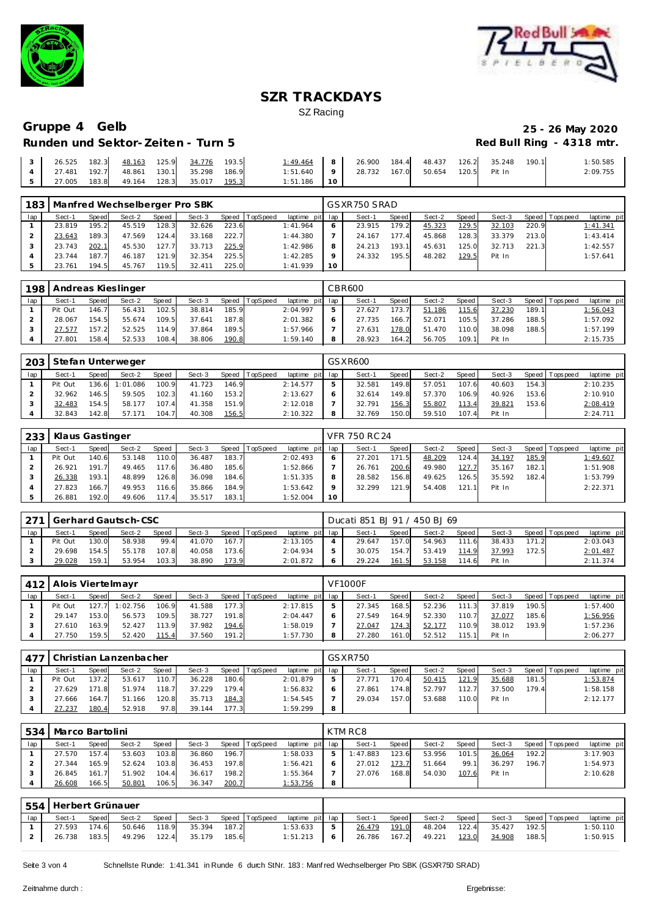# SZR TRACKDAYS

SZ Racing

## Gruppe 4 Gelb

**Runden und Sektor-Zeiten - Turn 5**

**25 - 26 May 2020**

**Red Bull Ring - 4318 mtr.**

| lap | Sect-1 | Speed | Sect-2 | Speed | Sect-3 | Speed | TopSpeed | laptime pit | lap | Sect-1 | Speed | Sect-2 | Speed | Sect-3 | Speed | Topspeed | laptime pit |
|---|---|---|---|---|---|---|---|---|---|---|---|---|---|---|---|---|---|
| 3 | 26.525 | 182.3 | 48.163 | 125.9 | 34.776 | 193.5 | | 1:49.464 | 8 | 26.900 | 184.4 | 48.437 | 126.2 | 35.248 | 190.1 | | 1:50.585 |
| 4 | 27.481 | 192.7 | 48.861 | 130.1 | 35.298 | 186.9 | | 1:51.640 | 9 | 28.732 | 167.0 | 50.654 | 120.5 | Pit In | | | 2:09.755 |
| 5 | 27.005 | 183.8 | 49.164 | 128.3 | 35.017 | 195.3 | | 1:51.186 | 10 | | | | | | | | |

| 183 | Manfred Wechselberger Pro SBK | | | | | | | | GSXR750 SRAD | | | | | | | | |
|---|---|---|---|---|---|---|---|---|---|---|---|---|---|---|---|---|---|
| lap | Sect-1 | Speed | Sect-2 | Speed | Sect-3 | Speed | TopSpeed | laptime pit | lap | Sect-1 | Speed | Sect-2 | Speed | Sect-3 | Speed | Topspeed | laptime pit |
| 1 | 23.819 | 195.2 | 45.519 | 128.3 | 32.626 | 223.6 | | 1:41.964 | 6 | 23.915 | 179.2 | 45.323 | 129.5 | 32.103 | 220.9 | | 1:41.341 |
| 2 | 23.643 | 189.3 | 47.569 | 124.4 | 33.168 | 222.7 | | 1:44.380 | 7 | 24.167 | 177.4 | 45.868 | 128.3 | 33.379 | 213.0 | | 1:43.414 |
| 3 | 23.743 | 202.1 | 45.530 | 127.7 | 33.713 | 225.9 | | 1:42.986 | 8 | 24.213 | 193.1 | 45.631 | 125.0 | 32.713 | 221.3 | | 1:42.557 |
| 4 | 23.744 | 187.7 | 46.187 | 121.9 | 32.354 | 225.5 | | 1:42.285 | 9 | 24.332 | 195.5 | 48.282 | 129.5 | Pit In | | | 1:57.641 |
| 5 | 23.761 | 194.5 | 45.767 | 119.5 | 32.411 | 225.0 | | 1:41.939 | 10 | | | | | | | | |

| 198 | Andreas Kieslinger | | | | | | | | CBR600 | | | | | | | | |
|---|---|---|---|---|---|---|---|---|---|---|---|---|---|---|---|---|---|
| lap | Sect-1 | Speed | Sect-2 | Speed | Sect-3 | Speed | TopSpeed | laptime pit | lap | Sect-1 | Speed | Sect-2 | Speed | Sect-3 | Speed | Topspeed | laptime pit |
| 1 | Pit Out | 146.7 | 56.431 | 102.5 | 38.814 | 185.9 | | 2:04.997 | 5 | 27.627 | 173.7 | 51.186 | 115.6 | 37.230 | 189.1 | | 1:56.043 |
| 2 | 28.067 | 154.5 | 55.674 | 109.5 | 37.641 | 187.8 | | 2:01.382 | 6 | 27.735 | 166.7 | 52.071 | 105.5 | 37.286 | 188.5 | | 1:57.092 |
| 3 | 27.577 | 157.2 | 52.525 | 114.9 | 37.864 | 189.5 | | 1:57.966 | 7 | 27.631 | 178.0 | 51.470 | 110.0 | 38.098 | 188.5 | | 1:57.199 |
| 4 | 27.801 | 158.4 | 52.533 | 108.4 | 38.806 | 190.8 | | 1:59.140 | 8 | 28.923 | 164.2 | 56.705 | 109.1 | Pit In | | | 2:15.735 |

| 203 | Stefan Unterweger | | | | | | | | GSXR600 | | | | | | | | |
|---|---|---|---|---|---|---|---|---|---|---|---|---|---|---|---|---|---|
| lap | Sect-1 | Speed | Sect-2 | Speed | Sect-3 | Speed | TopSpeed | laptime pit | lap | Sect-1 | Speed | Sect-2 | Speed | Sect-3 | Speed | Topspeed | laptime pit |
| 1 | Pit Out | 136.6 | 1:01.086 | 100.9 | 41.723 | 146.9 | | 2:14.577 | 5 | 32.581 | 149.8 | 57.051 | 107.6 | 40.603 | 154.3 | | 2:10.235 |
| 2 | 32.962 | 146.5 | 59.505 | 102.3 | 41.160 | 153.2 | | 2:13.627 | 6 | 32.614 | 149.8 | 57.370 | 106.9 | 40.926 | 153.6 | | 2:10.910 |
| 3 | 32.483 | 154.5 | 58.177 | 107.4 | 41.358 | 151.9 | | 2:12.018 | 7 | 32.791 | 156.3 | 55.807 | 113.4 | 39.821 | 153.6 | | 2:08.419 |
| 4 | 32.843 | 142.8 | 57.171 | 104.7 | 40.308 | 156.5 | | 2:10.322 | 8 | 32.769 | 150.0 | 59.510 | 107.4 | Pit In | | | 2:24.711 |

| 233 | Klaus Gastinger | | | | | | | | VFR 750 RC24 | | | | | | | | |
|---|---|---|---|---|---|---|---|---|---|---|---|---|---|---|---|---|---|
| lap | Sect-1 | Speed | Sect-2 | Speed | Sect-3 | Speed | TopSpeed | laptime pit | lap | Sect-1 | Speed | Sect-2 | Speed | Sect-3 | Speed | Topspeed | laptime pit |
| 1 | Pit Out | 140.6 | 53.148 | 110.0 | 36.487 | 183.7 | | 2:02.493 | 6 | 27.201 | 171.5 | 48.209 | 124.4 | 34.197 | 185.9 | | 1:49.607 |
| 2 | 26.921 | 191.7 | 49.465 | 117.6 | 36.480 | 185.6 | | 1:52.866 | 7 | 26.761 | 200.6 | 49.980 | 127.7 | 35.167 | 182.1 | | 1:51.908 |
| 3 | 26.338 | 193.1 | 48.899 | 126.8 | 36.098 | 184.6 | | 1:51.335 | 8 | 28.582 | 156.8 | 49.625 | 126.5 | 35.592 | 182.4 | | 1:53.799 |
| 4 | 27.823 | 166.7 | 49.953 | 116.6 | 35.866 | 184.9 | | 1:53.642 | 9 | 32.299 | 121.9 | 54.408 | 121.1 | Pit In | | | 2:22.371 |
| 5 | 26.881 | 192.0 | 49.606 | 117.4 | 35.517 | 183.1 | | 1:52.004 | 10 | | | | | | | | |

| 271 | Gerhard Gautsch-CSC | | | | | | | | Ducati 851 BJ 91 / 450 BJ 69 | | | | | | | | |
|---|---|---|---|---|---|---|---|---|---|---|---|---|---|---|---|---|---|
| lap | Sect-1 | Speed | Sect-2 | Speed | Sect-3 | Speed | TopSpeed | laptime pit | lap | Sect-1 | Speed | Sect-2 | Speed | Sect-3 | Speed | Topspeed | laptime pit |
| 1 | Pit Out | 130.0 | 58.938 | 99.4 | 41.070 | 167.7 | | 2:13.105 | 4 | 29.647 | 157.0 | 54.963 | 111.6 | 38.433 | 171.2 | | 2:03.043 |
| 2 | 29.698 | 154.5 | 55.178 | 107.8 | 40.058 | 173.6 | | 2:04.934 | 5 | 30.075 | 154.7 | 53.419 | 114.9 | 37.993 | 172.5 | | 2:01.487 |
| 3 | 29.028 | 159.1 | 53.954 | 103.3 | 38.890 | 173.9 | | 2:01.872 | 6 | 29.224 | 161.5 | 53.158 | 114.6 | Pit In | | | 2:11.374 |

| 412 | Alois Viertelmayr | | | | | | | | VF1000F | | | | | | | | |
|---|---|---|---|---|---|---|---|---|---|---|---|---|---|---|---|---|---|
| lap | Sect-1 | Speed | Sect-2 | Speed | Sect-3 | Speed | TopSpeed | laptime pit | lap | Sect-1 | Speed | Sect-2 | Speed | Sect-3 | Speed | Topspeed | laptime pit |
| 1 | Pit Out | 127.7 | 1:02.756 | 106.9 | 41.588 | 177.3 | | 2:17.815 | 5 | 27.345 | 168.5 | 52.236 | 111.3 | 37.819 | 190.5 | | 1:57.400 |
| 2 | 29.147 | 153.0 | 56.573 | 109.5 | 38.727 | 191.8 | | 2:04.447 | 6 | 27.549 | 164.9 | 52.330 | 110.7 | 37.077 | 185.6 | | 1:56.956 |
| 3 | 27.610 | 163.9 | 52.427 | 113.9 | 37.982 | 194.6 | | 1:58.019 | 7 | 27.047 | 174.3 | 52.177 | 110.9 | 38.012 | 193.9 | | 1:57.236 |
| 4 | 27.750 | 159.5 | 52.420 | 115.4 | 37.560 | 191.2 | | 1:57.730 | 8 | 27.280 | 161.0 | 52.512 | 115.1 | Pit In | | | 2:06.277 |

| 477 | Christian Lanzenbacher | | | | | | | | GSXR750 | | | | | | | | |
|---|---|---|---|---|---|---|---|---|---|---|---|---|---|---|---|---|---|
| lap | Sect-1 | Speed | Sect-2 | Speed | Sect-3 | Speed | TopSpeed | laptime pit | lap | Sect-1 | Speed | Sect-2 | Speed | Sect-3 | Speed | Topspeed | laptime pit |
| 1 | Pit Out | 137.2 | 53.617 | 110.7 | 36.228 | 180.6 | | 2:01.879 | 5 | 27.771 | 170.4 | 50.415 | 121.9 | 35.688 | 181.5 | | 1:53.874 |
| 2 | 27.629 | 171.8 | 51.974 | 118.7 | 37.229 | 179.4 | | 1:56.832 | 6 | 27.861 | 174.8 | 52.797 | 112.7 | 37.500 | 179.4 | | 1:58.158 |
| 3 | 27.666 | 164.7 | 51.166 | 120.8 | 35.713 | 184.3 | | 1:54.545 | 7 | 29.034 | 157.0 | 53.688 | 110.0 | Pit In | | | 2:12.177 |
| 4 | 27.237 | 180.4 | 52.918 | 97.8 | 39.144 | 177.3 | | 1:59.299 | 8 | | | | | | | | |

| 534 | Marco Bartolini | | | | | | | | KTM RC8 | | | | | | | | |
|---|---|---|---|---|---|---|---|---|---|---|---|---|---|---|---|---|---|
| lap | Sect-1 | Speed | Sect-2 | Speed | Sect-3 | Speed | TopSpeed | laptime pit | lap | Sect-1 | Speed | Sect-2 | Speed | Sect-3 | Speed | Topspeed | laptime pit |
| 1 | 27.570 | 157.4 | 53.603 | 103.8 | 36.860 | 196.7 | | 1:58.033 | 5 | 1:47.883 | 123.6 | 53.956 | 101.5 | 36.064 | 192.2 | | 3:17.903 |
| 2 | 27.344 | 165.9 | 52.624 | 103.8 | 36.453 | 197.8 | | 1:56.421 | 6 | 27.012 | 173.7 | 51.664 | 99.1 | 36.297 | 196.7 | | 1:54.973 |
| 3 | 26.845 | 161.7 | 51.902 | 104.4 | 36.617 | 198.2 | | 1:55.364 | 7 | 27.076 | 168.8 | 54.030 | 107.6 | Pit In | | | 2:10.628 |
| 4 | 26.608 | 166.5 | 50.801 | 106.5 | 36.347 | 200.7 | | 1:53.756 | 8 | | | | | | | | |

| 554 | Herbert Grünauer | | | | | | | | | | | | | | | | |
|---|---|---|---|---|---|---|---|---|---|---|---|---|---|---|---|---|---|
| lap | Sect-1 | Speed | Sect-2 | Speed | Sect-3 | Speed | TopSpeed | laptime pit | lap | Sect-1 | Speed | Sect-2 | Speed | Sect-3 | Speed | Topspeed | laptime pit |
| 1 | 27.593 | 174.6 | 50.646 | 118.9 | 35.394 | 187.2 | | 1:53.633 | 5 | 26.479 | 191.0 | 48.204 | 122.4 | 35.427 | 192.5 | | 1:50.110 |
| 2 | 26.738 | 183.5 | 49.296 | 122.4 | 35.179 | 185.6 | | 1:51.213 | 6 | 26.786 | 167.2 | 49.221 | 123.0 | 34.908 | 188.5 | | 1:50.915 |

Schnellste Runde: 1:41.341 in Runde 6 durch StNr. 183: Manfred Wechselberger Pro SBK (GSXR750 SRAD)

Zeitnahme durch :

Ergebnisse: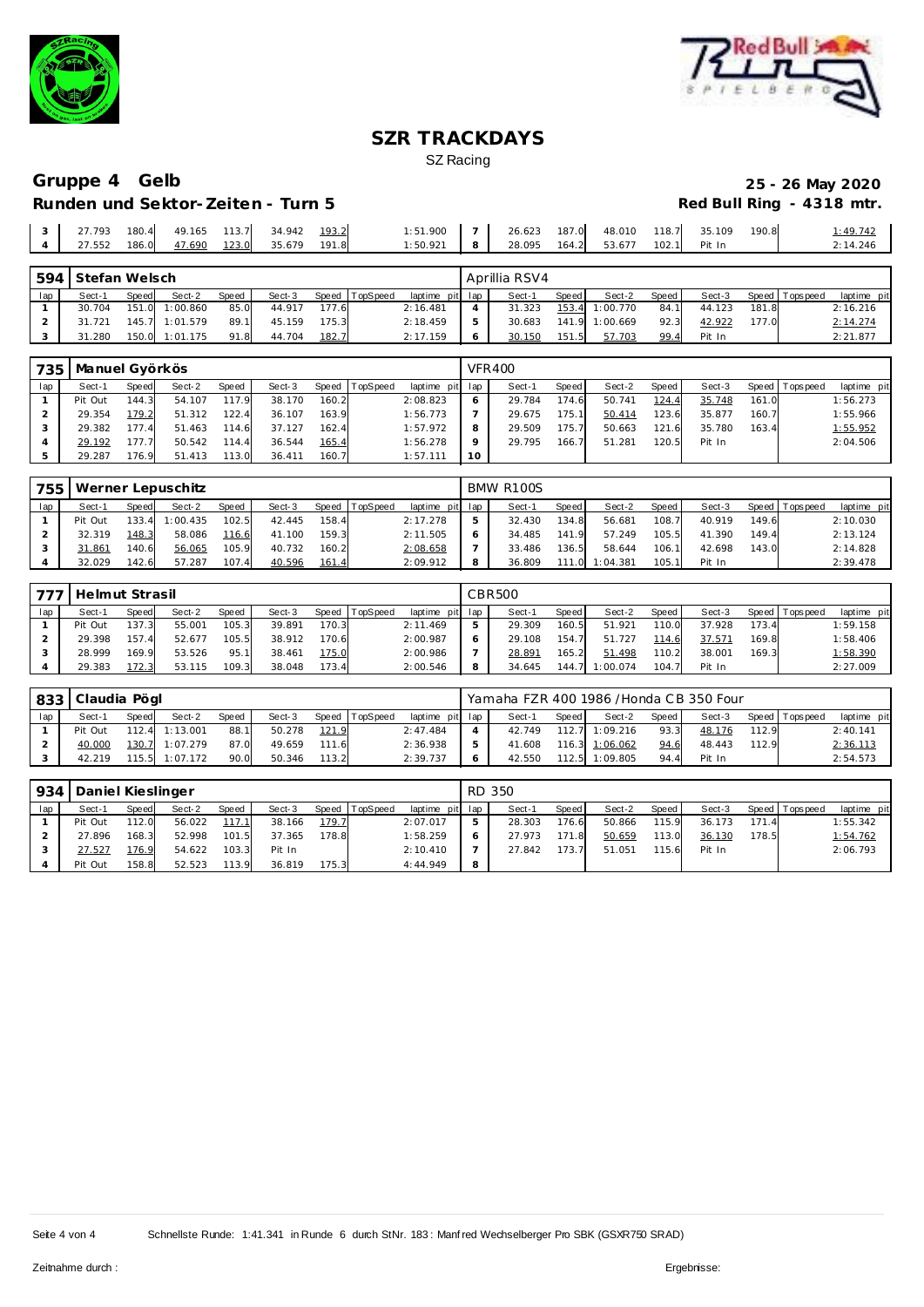# SZR TRACKDAYS

SZ Racing

## Gruppe 4 Gelb

**25 - 26 May 2020**

### Runden und Sektor-Zeiten - Turn 5

**Red Bull Ring - 4318 mtr.**

| lap | Sect-1 | Speed | Sect-2 | Speed | Sect-3 | Speed | TopSpeed | laptime pit | lap | Sect-1 | Speed | Sect-2 | Speed | Sect-3 | Speed | Topspeed | laptime pit |
|---|---|---|---|---|---|---|---|---|---|---|---|---|---|---|---|---|---|
| 3 | 27.793 | 180.4 | 49.165 | 113.7 | 34.942 | 193.2 | | 1:51.900 | 7 | 26.623 | 187.0 | 48.010 | 118.7 | 35.109 | 190.8 | | 1:49.742 |
| 4 | 27.552 | 186.0 | 47.690 | 123.0 | 35.679 | 191.8 | | 1:50.921 | 8 | 28.095 | 164.2 | 53.677 | 102.1 | Pit In | | | 2:14.246 |

| 594 | Stefan Welsch | | | | | | | | Aprillia RSV4 | | | | | | | | |
|---|---|---|---|---|---|---|---|---|---|---|---|---|---|---|---|---|---|
| lap | Sect-1 | Speed | Sect-2 | Speed | Sect-3 | Speed | TopSpeed | laptime pit | lap | Sect-1 | Speed | Sect-2 | Speed | Sect-3 | Speed | Topspeed | laptime pit |
| 1 | 30.704 | 151.0 | 1:00.860 | 85.0 | 44.917 | 177.6 | | 2:16.481 | 4 | 31.323 | 153.4 | 1:00.770 | 84.1 | 44.123 | 181.8 | | 2:16.216 |
| 2 | 31.721 | 145.7 | 1:01.579 | 89.1 | 45.159 | 175.3 | | 2:18.459 | 5 | 30.683 | 141.9 | 1:00.669 | 92.3 | 42.922 | 177.0 | | 2:14.274 |
| 3 | 31.280 | 150.0 | 1:01.175 | 91.8 | 44.704 | 182.7 | | 2:17.159 | 6 | 30.150 | 151.5 | 57.703 | 99.4 | Pit In | | | 2:21.877 |

| 735 | Manuel Györkös | | | | | | | | VFR400 | | | | | | | | |
|---|---|---|---|---|---|---|---|---|---|---|---|---|---|---|---|---|---|
| lap | Sect-1 | Speed | Sect-2 | Speed | Sect-3 | Speed | TopSpeed | laptime pit | lap | Sect-1 | Speed | Sect-2 | Speed | Sect-3 | Speed | Topspeed | laptime pit |
| 1 | Pit Out | 144.3 | 54.107 | 117.9 | 38.170 | 160.2 | | 2:08.823 | 6 | 29.784 | 174.6 | 50.741 | 124.4 | 35.748 | 161.0 | | 1:56.273 |
| 2 | 29.354 | 179.2 | 51.312 | 122.4 | 36.107 | 163.9 | | 1:56.773 | 7 | 29.675 | 175.1 | 50.414 | 123.6 | 35.877 | 160.7 | | 1:55.966 |
| 3 | 29.382 | 177.4 | 51.463 | 114.6 | 37.127 | 162.4 | | 1:57.972 | 8 | 29.509 | 175.7 | 50.663 | 121.6 | 35.780 | 163.4 | | 1:55.952 |
| 4 | 29.192 | 177.7 | 50.542 | 114.4 | 36.544 | 165.4 | | 1:56.278 | 9 | 29.795 | 166.7 | 51.281 | 120.5 | Pit In | | | 2:04.506 |
| 5 | 29.287 | 176.9 | 51.413 | 113.0 | 36.411 | 160.7 | | 1:57.111 | 10 | | | | | | | | |

| 755 | Werner Lepuschitz | | | | | | | | BMW R100S | | | | | | | | |
|---|---|---|---|---|---|---|---|---|---|---|---|---|---|---|---|---|---|
| lap | Sect-1 | Speed | Sect-2 | Speed | Sect-3 | Speed | TopSpeed | laptime pit | lap | Sect-1 | Speed | Sect-2 | Speed | Sect-3 | Speed | Topspeed | laptime pit |
| 1 | Pit Out | 133.4 | 1:00.435 | 102.5 | 42.445 | 158.4 | | 2:17.278 | 5 | 32.430 | 134.8 | 56.681 | 108.7 | 40.919 | 149.6 | | 2:10.030 |
| 2 | 32.319 | 148.3 | 58.086 | 116.6 | 41.100 | 159.3 | | 2:11.505 | 6 | 34.485 | 141.9 | 57.249 | 105.5 | 41.390 | 149.4 | | 2:13.124 |
| 3 | 31.861 | 140.6 | 56.065 | 105.9 | 40.732 | 160.2 | | 2:08.658 | 7 | 33.486 | 136.5 | 58.644 | 106.1 | 42.698 | 143.0 | | 2:14.828 |
| 4 | 32.029 | 142.6 | 57.287 | 107.4 | 40.596 | 161.4 | | 2:09.912 | 8 | 36.809 | 111.0 | 1:04.381 | 105.1 | Pit In | | | 2:39.478 |

| 777 | Helmut Strasil | | | | | | | | CBR500 | | | | | | | | |
|---|---|---|---|---|---|---|---|---|---|---|---|---|---|---|---|---|---|
| lap | Sect-1 | Speed | Sect-2 | Speed | Sect-3 | Speed | TopSpeed | laptime pit | lap | Sect-1 | Speed | Sect-2 | Speed | Sect-3 | Speed | Topspeed | laptime pit |
| 1 | Pit Out | 137.3 | 55.001 | 105.3 | 39.891 | 170.3 | | 2:11.469 | 5 | 29.309 | 160.5 | 51.921 | 110.0 | 37.928 | 173.4 | | 1:59.158 |
| 2 | 29.398 | 157.4 | 52.677 | 105.5 | 38.912 | 170.6 | | 2:00.987 | 6 | 29.108 | 154.7 | 51.727 | 114.6 | 37.571 | 169.8 | | 1:58.406 |
| 3 | 28.999 | 169.9 | 53.526 | 95.1 | 38.461 | 175.0 | | 2:00.986 | 7 | 28.891 | 165.2 | 51.498 | 110.2 | 38.001 | 169.3 | | 1:58.390 |
| 4 | 29.383 | 172.3 | 53.115 | 109.3 | 38.048 | 173.4 | | 2:00.546 | 8 | 34.645 | 144.7 | 1:00.074 | 104.7 | Pit In | | | 2:27.009 |

| 833 | Claudia Pögl | | | | | | | | Yamaha FZR 400 1986 /Honda CB 350 Four | | | | | | | | |
|---|---|---|---|---|---|---|---|---|---|---|---|---|---|---|---|---|---|
| lap | Sect-1 | Speed | Sect-2 | Speed | Sect-3 | Speed | TopSpeed | laptime pit | lap | Sect-1 | Speed | Sect-2 | Speed | Sect-3 | Speed | Topspeed | laptime pit |
| 1 | Pit Out | 112.4 | 1:13.001 | 88.1 | 50.278 | 121.9 | | 2:47.484 | 4 | 42.749 | 112.7 | 1:09.216 | 93.3 | 48.176 | 112.9 | | 2:40.141 |
| 2 | 40.000 | 130.7 | 1:07.279 | 87.0 | 49.659 | 111.6 | | 2:36.938 | 5 | 41.608 | 116.3 | 1:06.062 | 94.6 | 48.443 | 112.9 | | 2:36.113 |
| 3 | 42.219 | 115.5 | 1:07.172 | 90.0 | 50.346 | 113.2 | | 2:39.737 | 6 | 42.550 | 112.5 | 1:09.805 | 94.4 | Pit In | | | 2:54.573 |

| 934 | Daniel Kieslinger | | | | | | | | RD 350 | | | | | | | | |
|---|---|---|---|---|---|---|---|---|---|---|---|---|---|---|---|---|---|
| lap | Sect-1 | Speed | Sect-2 | Speed | Sect-3 | Speed | TopSpeed | laptime pit | lap | Sect-1 | Speed | Sect-2 | Speed | Sect-3 | Speed | Topspeed | laptime pit |
| 1 | Pit Out | 112.0 | 56.022 | 117.1 | 38.166 | 179.7 | | 2:07.017 | 5 | 28.303 | 176.6 | 50.866 | 115.9 | 36.173 | 171.4 | | 1:55.342 |
| 2 | 27.896 | 168.3 | 52.998 | 101.5 | 37.365 | 178.8 | | 1:58.259 | 6 | 27.973 | 171.8 | 50.659 | 113.0 | 36.130 | 178.5 | | 1:54.762 |
| 3 | 27.527 | 176.9 | 54.622 | 103.3 | Pit In | | | 2:10.410 | 7 | 27.842 | 173.7 | 51.051 | 115.6 | Pit In | | | 2:06.793 |
| 4 | Pit Out | 158.8 | 52.523 | 113.9 | 36.819 | 175.3 | | 4:44.949 | 8 | | | | | | | | |

Schnellste Runde: 1:41.341 in Runde 6 durch StNr. 183: Manfred Wechselberger Pro SBK (GSXR750 SRAD)

Zeitnahme durch :

Ergebnisse: